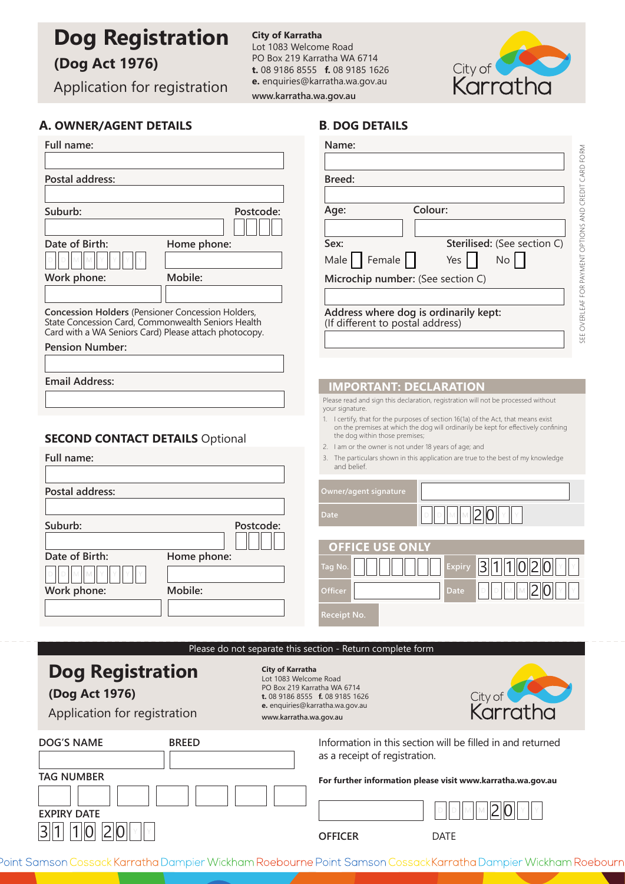# Dog Registration

**(Dog Act 1976)**

Application for registration

**City of Karratha**
Lot 1083 Welcome Road
PO Box 219 Karratha WA 6714
**t.** 08 9186 8555 **f.** 08 9185 1626
**e.** enquiries@karratha.wa.gov.au
**www.karratha.wa.gov.au**

City of Karratha

## A. OWNER/AGENT DETAILS

**Full name:**

**Postal address:**

**Suburb:** **Postcode:**

**Date of Birth:** D D M M Y Y Y Y **Home phone:**

**Work phone:** **Mobile:**

**Concession Holders** (Pensioner Concession Holders, State Concession Card, Commonwealth Seniors Health Card with a WA Seniors Card) Please attach photocopy.

**Pension Number:**

**Email Address:**

## SECOND CONTACT DETAILS Optional

**Full name:**

**Postal address:**

**Suburb:** **Postcode:**

**Date of Birth:** D D M M Y Y Y Y **Home phone:**

**Work phone:** **Mobile:**

## B. DOG DETAILS

**Name:**

**Breed:**

**Age:** **Colour:**

**Sex:** Male ☐ Female ☐ **Sterilised:** (See section C) Yes ☐ No ☐

**Microchip number:** (See section C)

**Address where dog is ordinarily kept:**
(If different to postal address)

SEE OVERLEAF FOR PAYMENT OPTIONS AND CREDIT CARD FORM

## IMPORTANT: DECLARATION

Please read and sign this declaration, registration will not be processed without your signature.

1. I certify, that for the purposes of section 16(1a) of the Act, that means exist on the premises at which the dog will ordinarily be kept for effectively confining the dog within those premises;
2. I am or the owner is not under 18 years of age; and
3. The particulars shown in this application are true to the best of my knowledge and belief.

| Owner/agent signature | |
| --- | --- |
| Date | D D M M 2 0 Y Y |

## OFFICE USE ONLY

| Tag No. | | Expiry | 3 1 1 0 2 0 Y Y |
| --- | --- | --- | --- |
| Officer | | Date | D D M M 2 0 Y Y |
| Receipt No. | | | |

Please do not separate this section - Return complete form

# Dog Registration

**(Dog Act 1976)**

Application for registration

**City of Karratha**
Lot 1083 Welcome Road
PO Box 219 Karratha WA 6714
**t.** 08 9186 8555 **f.** 08 9185 1626
**e.** enquiries@karratha.wa.gov.au
www.karratha.wa.gov.au

City of Karratha

**DOG'S NAME** **BREED**

**TAG NUMBER**

**EXPIRY DATE**
3 1 1 0 2 0 Y Y

Information in this section will be filled in and returned as a receipt of registration.

**For further information please visit www.karratha.wa.gov.au**

**OFFICER** **DATE** D D M M 2 0 Y Y

Point Samson Cossack Karratha Dampier Wickham Roebourne Point Samson Cossack Karratha Dampier Wickham Roebourne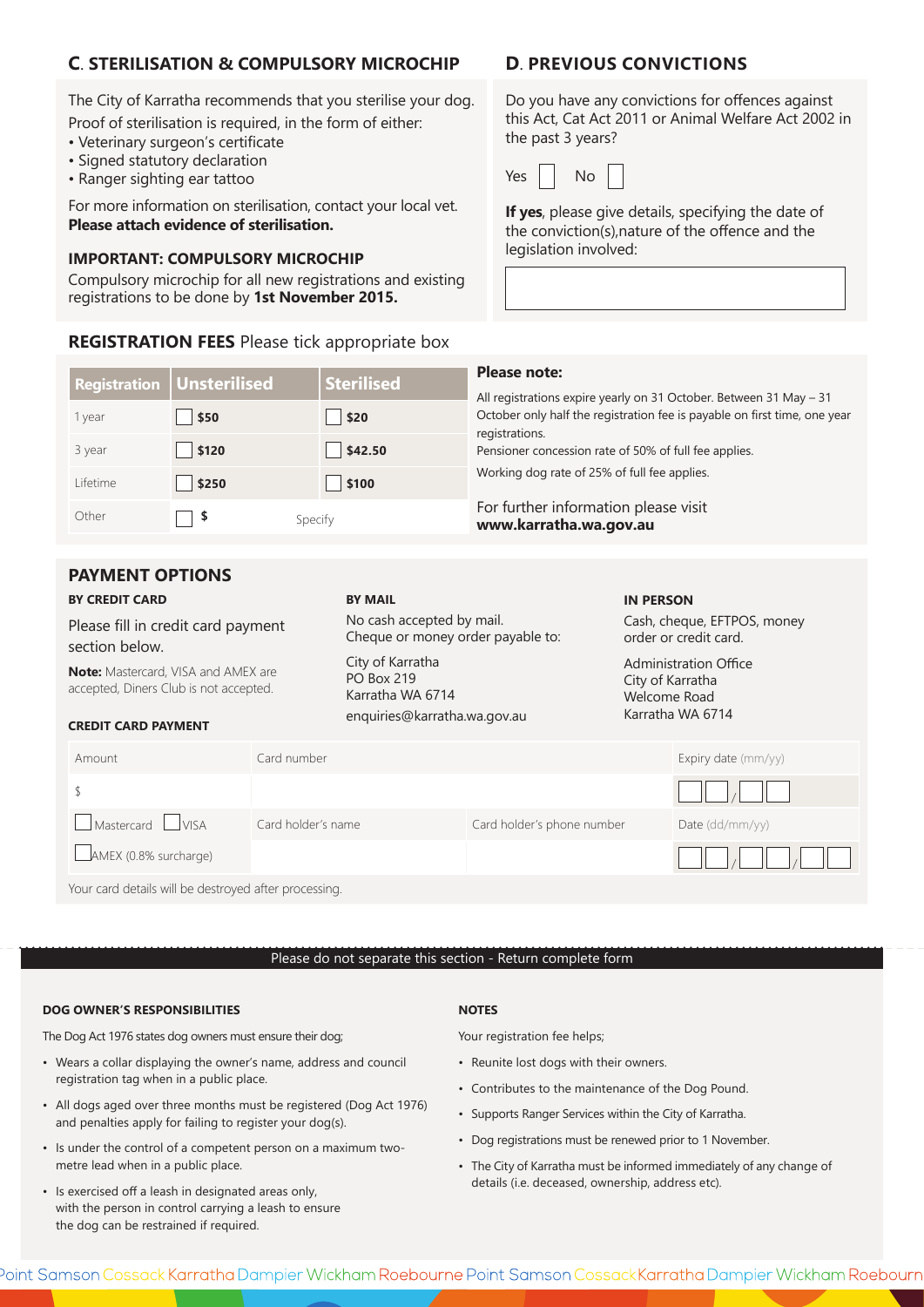## C. STERILISATION & COMPULSORY MICROCHIP

The City of Karratha recommends that you sterilise your dog.

Proof of sterilisation is required, in the form of either:

- Veterinary surgeon's certificate
- Signed statutory declaration
- Ranger sighting ear tattoo

For more information on sterilisation, contact your local vet.
**Please attach evidence of sterilisation.**

**IMPORTANT: COMPULSORY MICROCHIP**

Compulsory microchip for all new registrations and existing registrations to be done by **1st November 2015.**

## D. PREVIOUS CONVICTIONS

Do you have any convictions for offences against this Act, Cat Act 2011 or Animal Welfare Act 2002 in the past 3 years?

Yes ☐ No ☐

**If yes**, please give details, specifying the date of the conviction(s),nature of the offence and the legislation involved:

## REGISTRATION FEES Please tick appropriate box

| Registration | Unsterilised | Sterilised |
|---|---|---|
| 1 year | ☐ $50 | ☐ $20 |
| 3 year | ☐ $120 | ☐ $42.50 |
| Lifetime | ☐ $250 | ☐ $100 |
| Other | ☐ $ | Specify |

**Please note:**

All registrations expire yearly on 31 October. Between 31 May – 31 October only half the registration fee is payable on first time, one year registrations.

Pensioner concession rate of 50% of full fee applies.

Working dog rate of 25% of full fee applies.

For further information please visit **www.karratha.wa.gov.au**

## PAYMENT OPTIONS

**BY CREDIT CARD**

Please fill in credit card payment section below.

**Note:** Mastercard, VISA and AMEX are accepted, Diners Club is not accepted.

**BY MAIL**

No cash accepted by mail.
Cheque or money order payable to:

City of Karratha
PO Box 219
Karratha WA 6714
enquiries@karratha.wa.gov.au

**IN PERSON**

Cash, cheque, EFTPOS, money order or credit card.

Administration Office
City of Karratha
Welcome Road
Karratha WA 6714

**CREDIT CARD PAYMENT**

| Amount | Card number | | Expiry date (mm/yy) |
|---|---|---|---|
| $ | | | /  |
| ☐ Mastercard ☐ VISA | Card holder's name | Card holder's phone number | Date (dd/mm/yy) |
| ☐ AMEX (0.8% surcharge) | | | / / |

Your card details will be destroyed after processing.

Please do not separate this section - Return complete form

**DOG OWNER'S RESPONSIBILITIES**

The Dog Act 1976 states dog owners must ensure their dog;

- Wears a collar displaying the owner's name, address and council registration tag when in a public place.
- All dogs aged over three months must be registered (Dog Act 1976) and penalties apply for failing to register your dog(s).
- Is under the control of a competent person on a maximum two-metre lead when in a public place.
- Is exercised off a leash in designated areas only, with the person in control carrying a leash to ensure the dog can be restrained if required.

**NOTES**

Your registration fee helps;

- Reunite lost dogs with their owners.
- Contributes to the maintenance of the Dog Pound.
- Supports Ranger Services within the City of Karratha.
- Dog registrations must be renewed prior to 1 November.
- The City of Karratha must be informed immediately of any change of details (i.e. deceased, ownership, address etc).